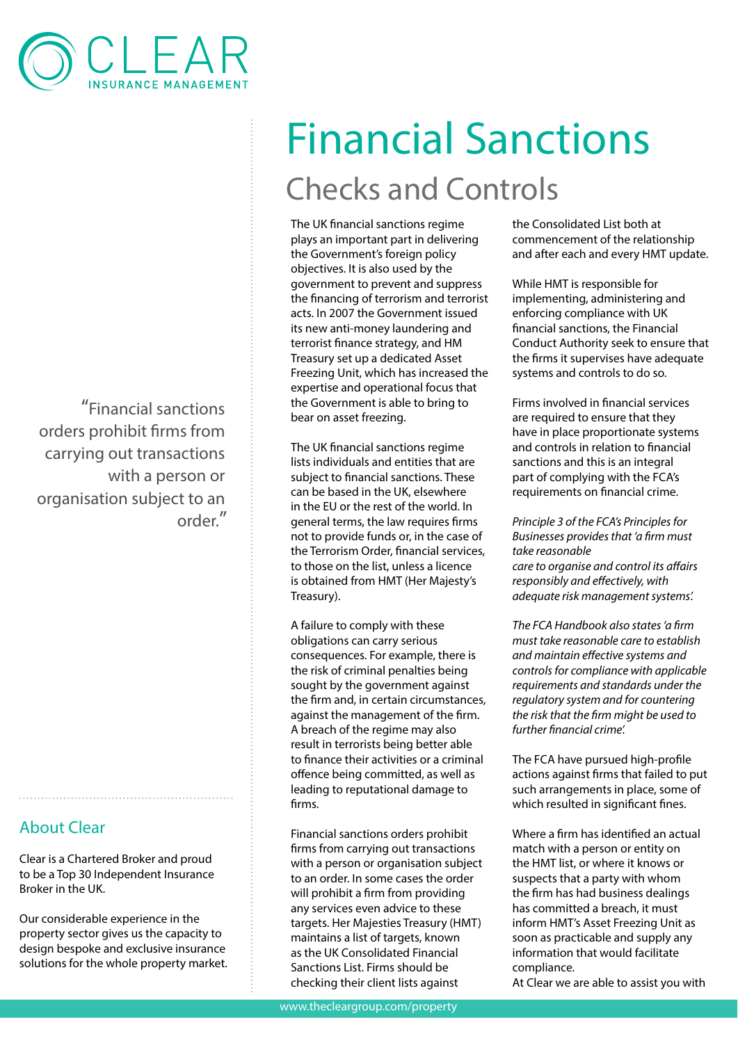CLEAR
INSURANCE MANAGEMENT

# Financial Sanctions

## Checks and Controls

The UK financial sanctions regime plays an important part in delivering the Government's foreign policy objectives. It is also used by the government to prevent and suppress the financing of terrorism and terrorist acts. In 2007 the Government issued its new anti-money laundering and terrorist finance strategy, and HM Treasury set up a dedicated Asset Freezing Unit, which has increased the expertise and operational focus that the Government is able to bring to bear on asset freezing.

The UK financial sanctions regime lists individuals and entities that are subject to financial sanctions. These can be based in the UK, elsewhere in the EU or the rest of the world. In general terms, the law requires firms not to provide funds or, in the case of the Terrorism Order, financial services, to those on the list, unless a licence is obtained from HMT (Her Majesty's Treasury).

A failure to comply with these obligations can carry serious consequences. For example, there is the risk of criminal penalties being sought by the government against the firm and, in certain circumstances, against the management of the firm. A breach of the regime may also result in terrorists being better able to finance their activities or a criminal offence being committed, as well as leading to reputational damage to firms.

Financial sanctions orders prohibit firms from carrying out transactions with a person or organisation subject to an order. In some cases the order will prohibit a firm from providing any services even advice to these targets. Her Majesties Treasury (HMT) maintains a list of targets, known as the UK Consolidated Financial Sanctions List. Firms should be checking their client lists against the Consolidated List both at commencement of the relationship and after each and every HMT update.

While HMT is responsible for implementing, administering and enforcing compliance with UK financial sanctions, the Financial Conduct Authority seek to ensure that the firms it supervises have adequate systems and controls to do so.

Firms involved in financial services are required to ensure that they have in place proportionate systems and controls in relation to financial sanctions and this is an integral part of complying with the FCA's requirements on financial crime.

*Principle 3 of the FCA's Principles for Businesses provides that 'a firm must take reasonable care to organise and control its affairs responsibly and effectively, with adequate risk management systems'.*

*The FCA Handbook also states 'a firm must take reasonable care to establish and maintain effective systems and controls for compliance with applicable requirements and standards under the regulatory system and for countering the risk that the firm might be used to further financial crime'.*

The FCA have pursued high-profile actions against firms that failed to put such arrangements in place, some of which resulted in significant fines.

Where a firm has identified an actual match with a person or entity on the HMT list, or where it knows or suspects that a party with whom the firm has had business dealings has committed a breach, it must inform HMT's Asset Freezing Unit as soon as practicable and supply any information that would facilitate compliance.

At Clear we are able to assist you with

"Financial sanctions orders prohibit firms from carrying out transactions with a person or organisation subject to an order."

### About Clear

Clear is a Chartered Broker and proud to be a Top 30 Independent Insurance Broker in the UK.

Our considerable experience in the property sector gives us the capacity to design bespoke and exclusive insurance solutions for the whole property market.

www.thecleargroup.com/property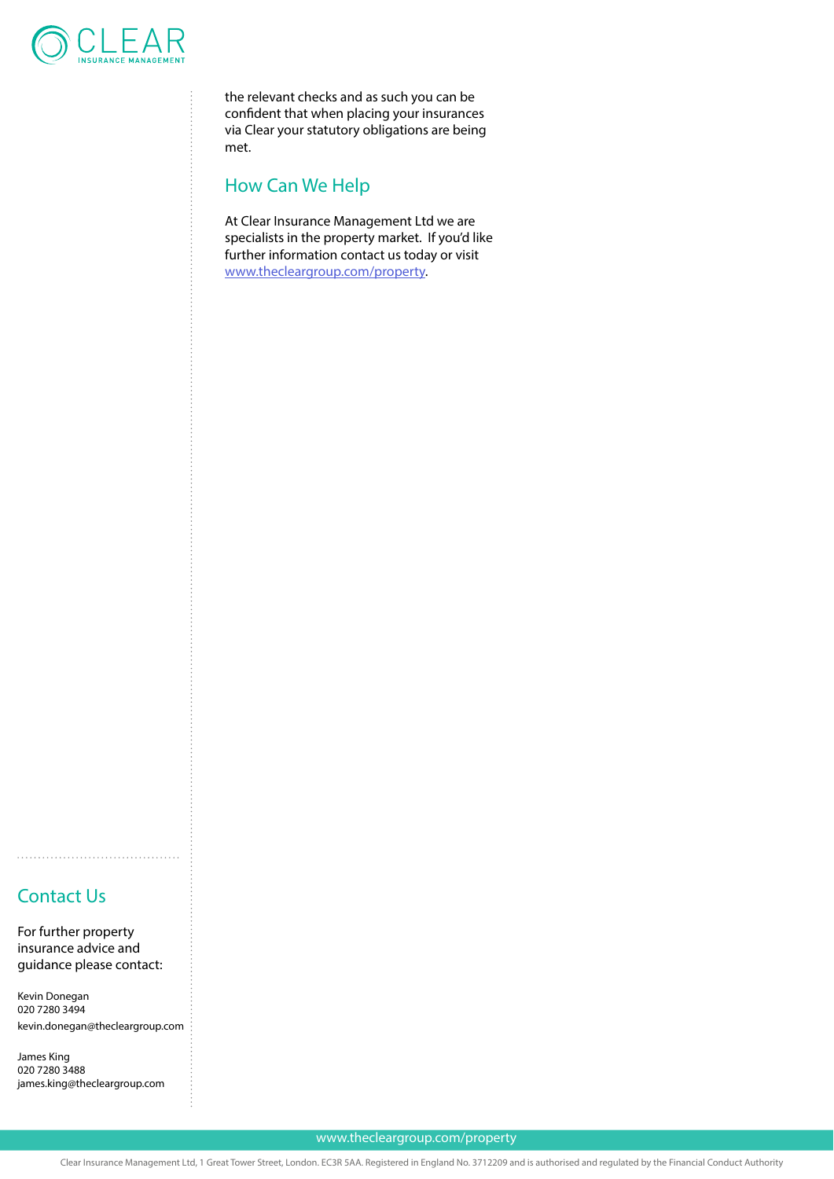the relevant checks and as such you can be confident that when placing your insurances via Clear your statutory obligations are being met.

## How Can We Help

At Clear Insurance Management Ltd we are specialists in the property market. If you'd like further information contact us today or visit [www.thecleargroup.com/property](www.thecleargroup.com/property).

## Contact Us

For further property insurance advice and guidance please contact:

Kevin Donegan
020 7280 3494
kevin.donegan@thecleargroup.com

James King
020 7280 3488
james.king@thecleargroup.com